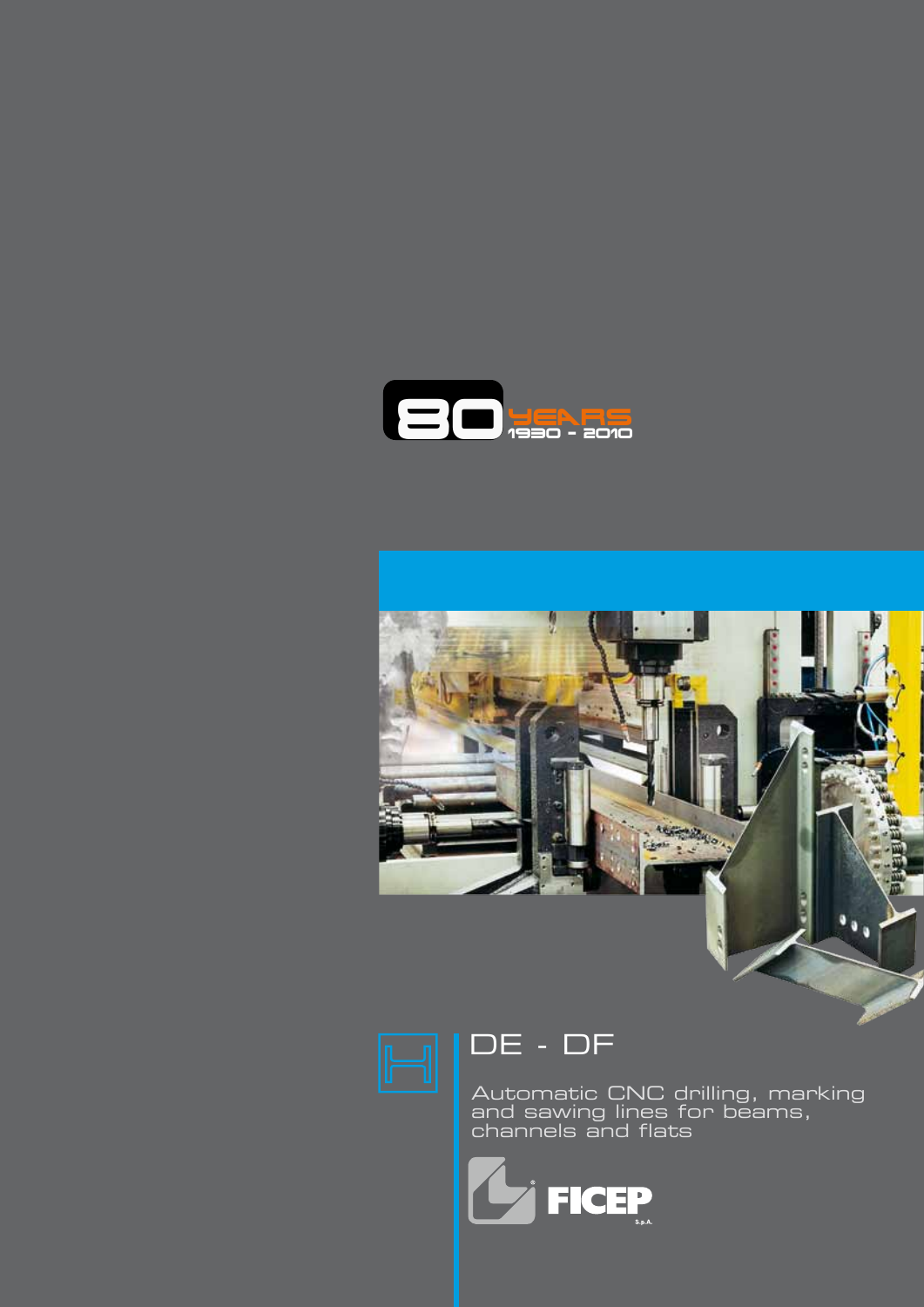80 YEARS 1930 - 2010

# DE - DF

Automatic CNC drilling, marking and sawing lines for beams, channels and flats

FICEP S.p.A.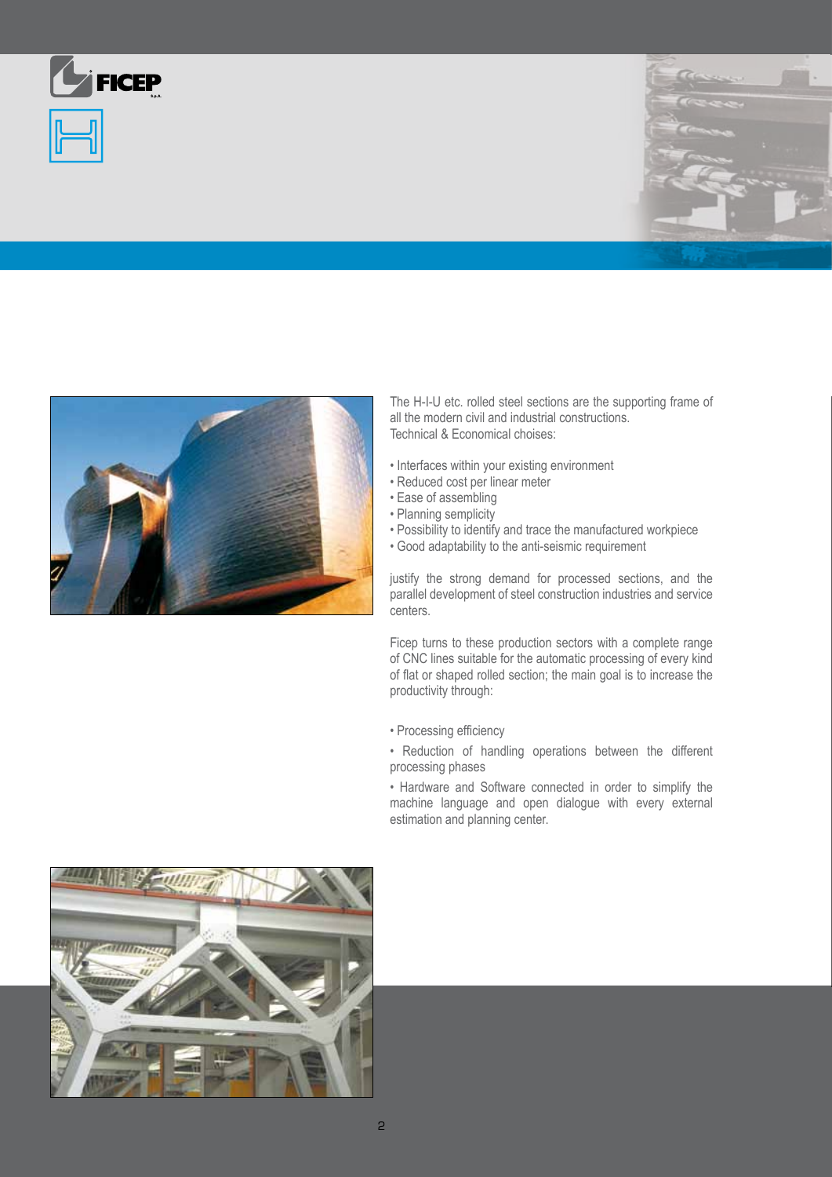The H-I-U etc. rolled steel sections are the supporting frame of all the modern civil and industrial constructions.
Technical & Economical choises:

- Interfaces within your existing environment
- Reduced cost per linear meter
- Ease of assembling
- Planning semplicity
- Possibility to identify and trace the manufactured workpiece
- Good adaptability to the anti-seismic requirement

justify the strong demand for processed sections, and the parallel development of steel construction industries and service centers.

Ficep turns to these production sectors with a complete range of CNC lines suitable for the automatic processing of every kind of flat or shaped rolled section; the main goal is to increase the productivity through:

- Processing efficiency
- Reduction of handling operations between the different processing phases
- Hardware and Software connected in order to simplify the machine language and open dialogue with every external estimation and planning center.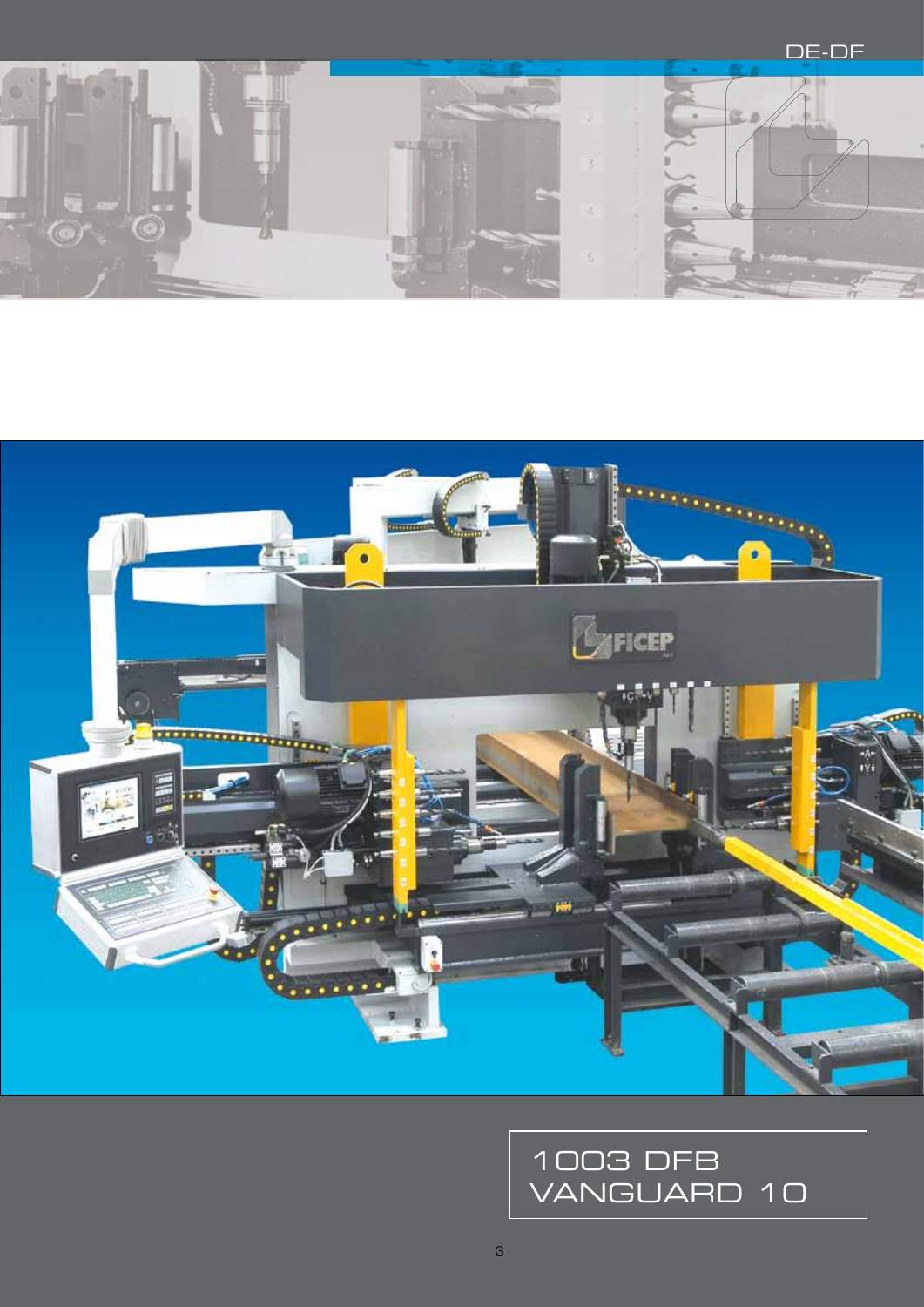# 1003 DFB
# VANGUARD 10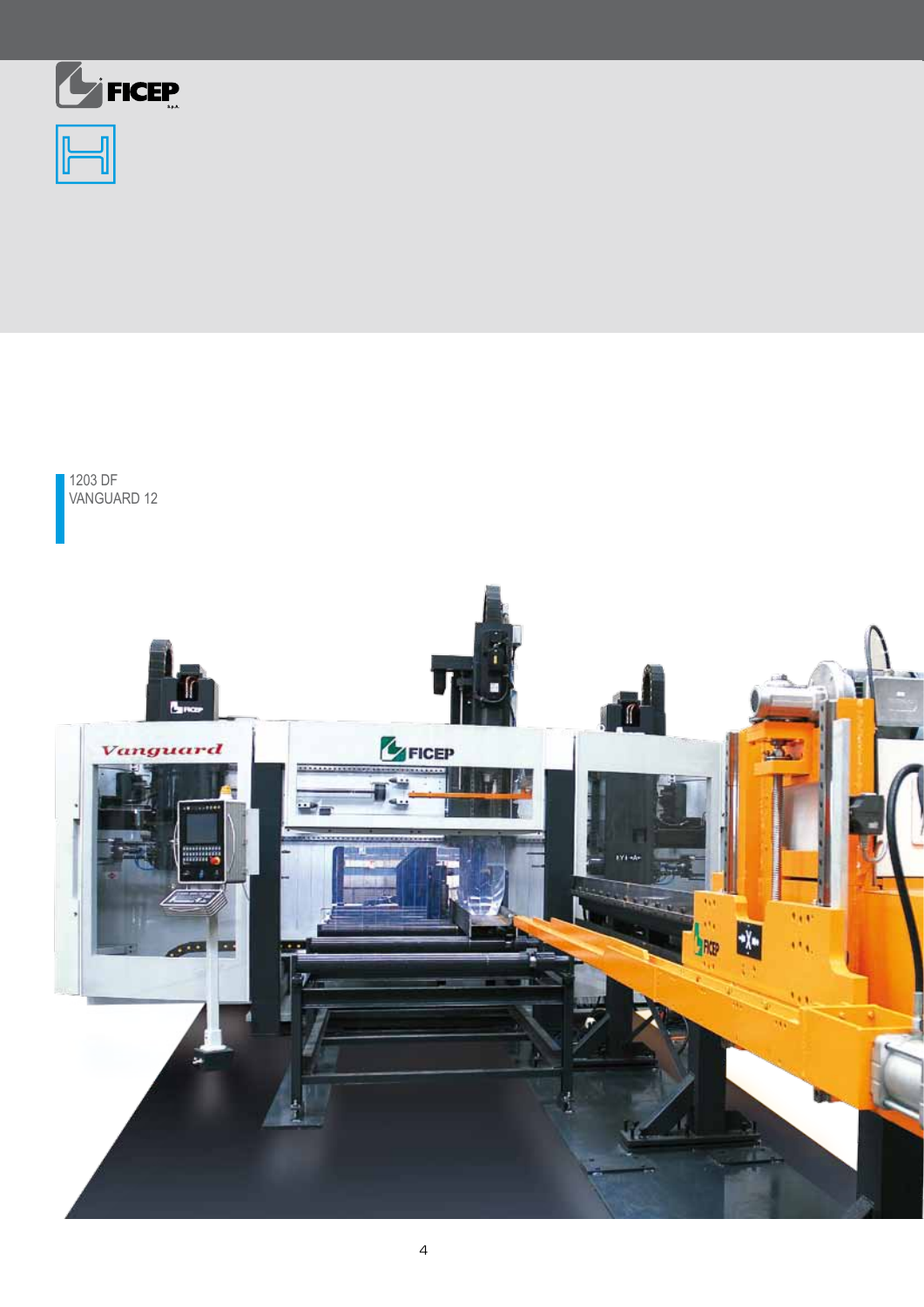1203 DF
VANGUARD 12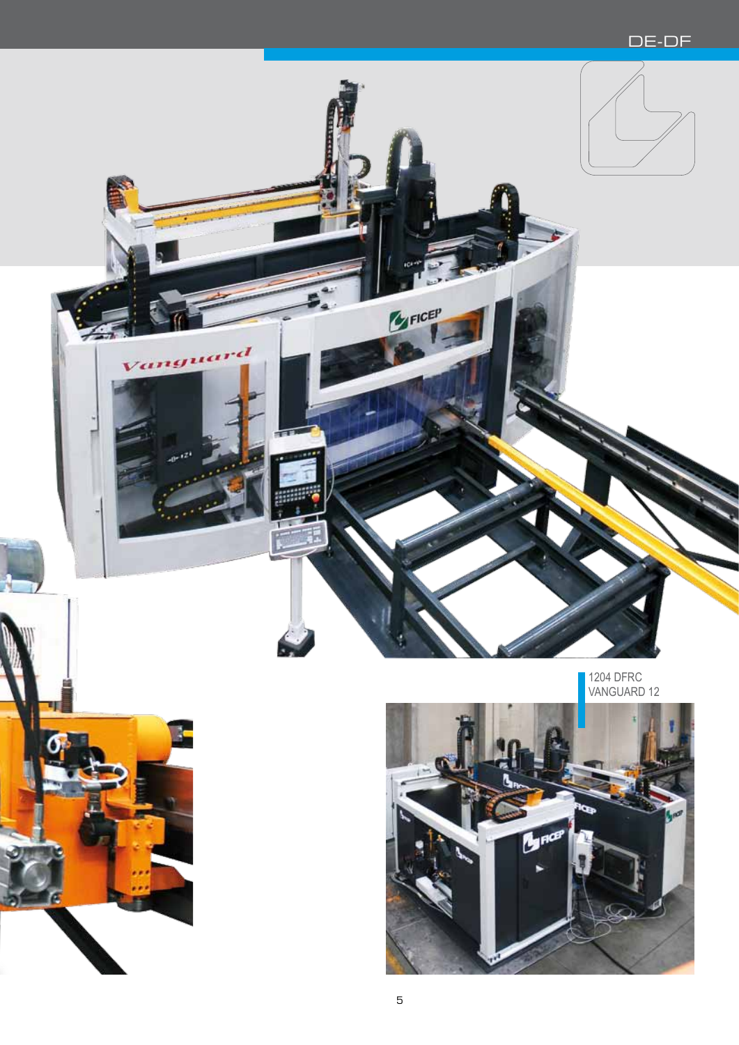1204 DFRC
VANGUARD 12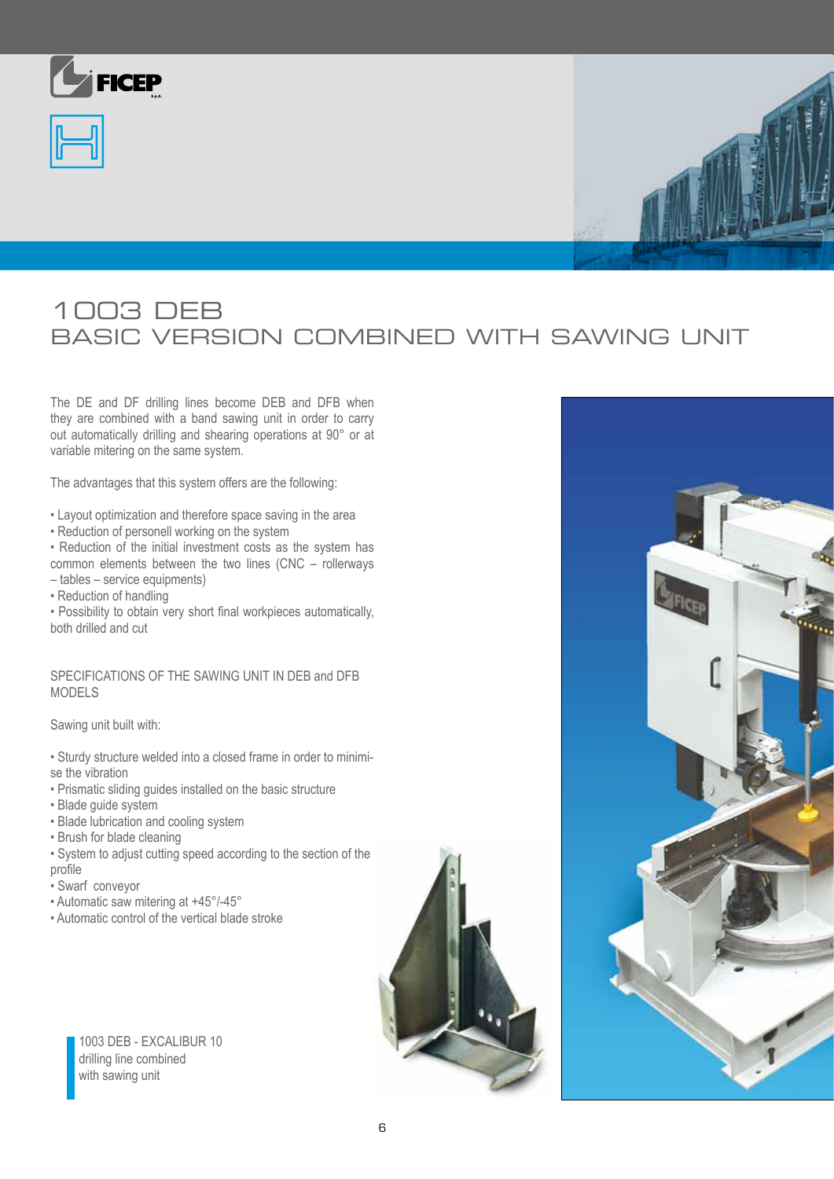# 1003 DEB
## BASIC VERSION COMBINED WITH SAWING UNIT

The DE and DF drilling lines become DEB and DFB when they are combined with a band sawing unit in order to carry out automatically drilling and shearing operations at 90° or at variable mitering on the same system.

The advantages that this system offers are the following:

- Layout optimization and therefore space saving in the area
- Reduction of personell working on the system
- Reduction of the initial investment costs as the system has common elements between the two lines (CNC – rollerways – tables – service equipments)
- Reduction of handling
- Possibility to obtain very short final workpieces automatically, both drilled and cut

SPECIFICATIONS OF THE SAWING UNIT IN DEB and DFB MODELS

Sawing unit built with:

- Sturdy structure welded into a closed frame in order to minimise the vibration
- Prismatic sliding guides installed on the basic structure
- Blade guide system
- Blade lubrication and cooling system
- Brush for blade cleaning
- System to adjust cutting speed according to the section of the profile
- Swarf conveyor
- Automatic saw mitering at +45°/-45°
- Automatic control of the vertical blade stroke

1003 DEB - EXCALIBUR 10 drilling line combined with sawing unit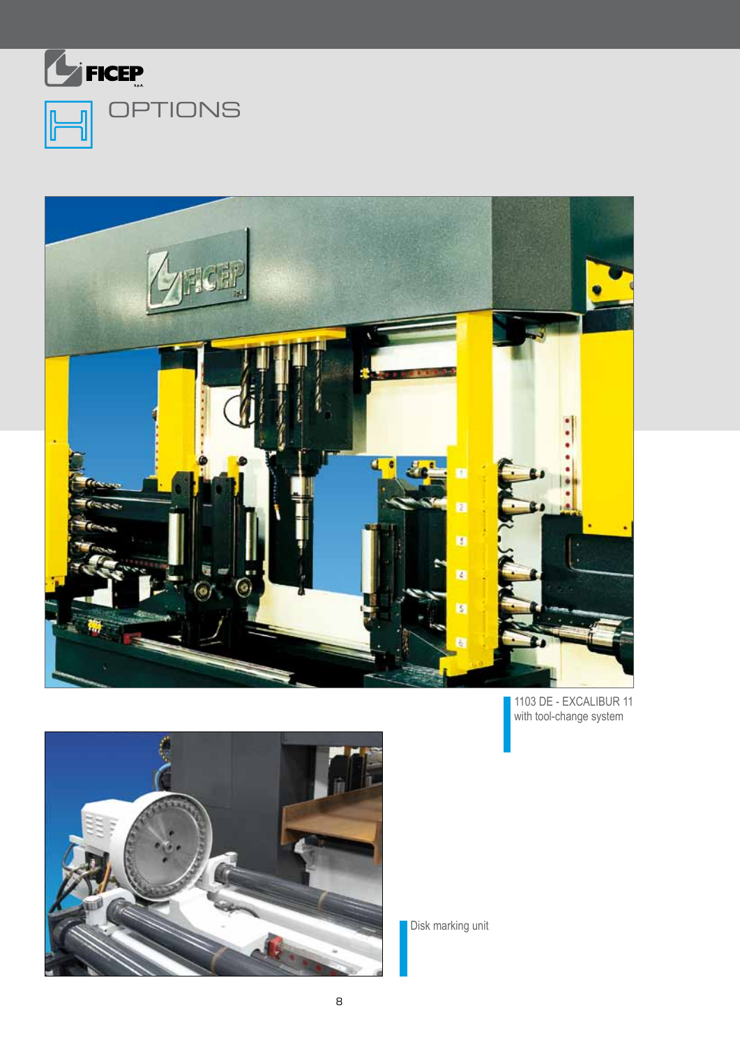# OPTIONS

1103 DE - EXCALIBUR 11
with tool-change system

Disk marking unit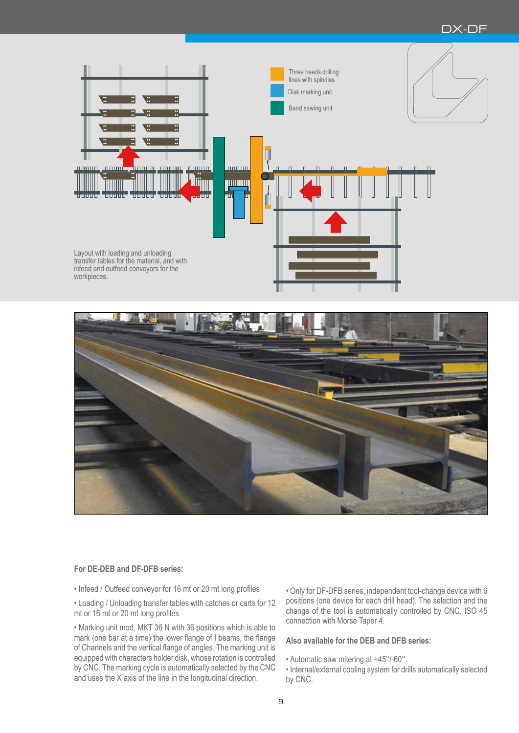Three heads drilling lines with spindles

Disk marking unit

Band sawing unit

Layout with loading and unloading transfer tables for the material, and with infeed and outfeed conveyors for the workpieces.

**For DE-DEB and DF-DFB series:**

- Infeed / Outfeed conveyor for 16 mt or 20 mt long profiles
- Loading / Unloading transfer tables with catches or carts for 12 mt or 16 mt or 20 mt long profiles
- Marking unit mod. MKT 36 N with 36 positions which is able to mark (one bar at a time) the lower flange of I beams, the flange of Channels and the vertical flange of angles. The marking unit is equipped with characters holder disk, whose rotation is controlled by CNC. The marking cycle is automatically selected by the CNC and uses the X axis of the line in the longitudinal direction.
- Only for DF-DFB series, independent tool-change device with 6 positions (one device for each drill head). The selection and the change of the tool is automatically controlled by CNC. ISO 45 connection with Morse Taper 4.

**Also available for the DEB and DFB series:**

- Automatic saw mitering at +45°/-60°.
- Internal/external cooling system for drills automatically selected by CNC.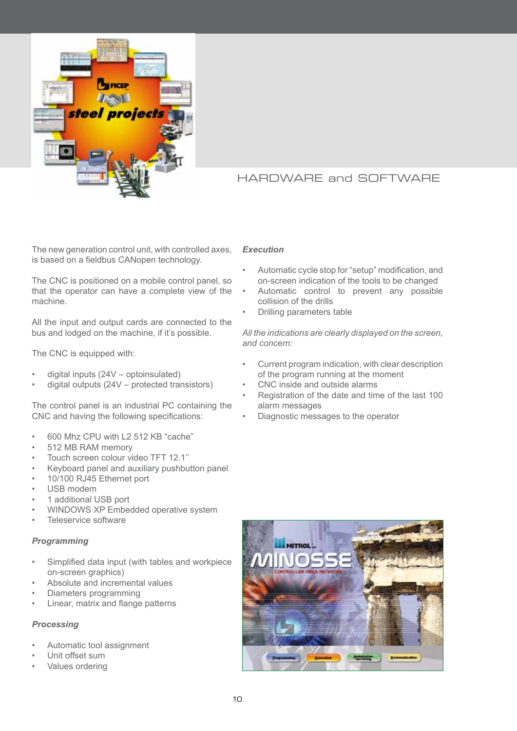# HARDWARE and SOFTWARE

The new generation control unit, with controlled axes, is based on a fieldbus CANopen technology.

The CNC is positioned on a mobile control panel, so that the operator can have a complete view of the machine.

All the input and output cards are connected to the bus and lodged on the machine, if it's possible.

The CNC is equipped with:

- digital inputs (24V – optoinsulated)
- digital outputs (24V – protected transistors)

The control panel is an industrial PC containing the CNC and having the following specifications:

- 600 Mhz CPU with L2 512 KB "cache"
- 512 MB RAM memory
- Touch screen colour video TFT 12.1''
- Keyboard panel and auxiliary pushbutton panel
- 10/100 RJ45 Ethernet port
- USB modem
- 1 additional USB port
- WINDOWS XP Embedded operative system
- Teleservice software

***Programming***

- Simplified data input (with tables and workpiece on-screen graphics)
- Absolute and incremental values
- Diameters programming
- Linear, matrix and flange patterns

***Processing***

- Automatic tool assignment
- Unit offset sum
- Values ordering

***Execution***

- Automatic cycle stop for "setup" modification, and on-screen indication of the tools to be changed
- Automatic control to prevent any possible collision of the drills
- Drilling parameters table

*All the indications are clearly displayed on the screen, and concern:*

- Current program indication, with clear description of the program running at the moment
- CNC inside and outside alarms
- Registration of the date and time of the last 100 alarm messages
- Diagnostic messages to the operator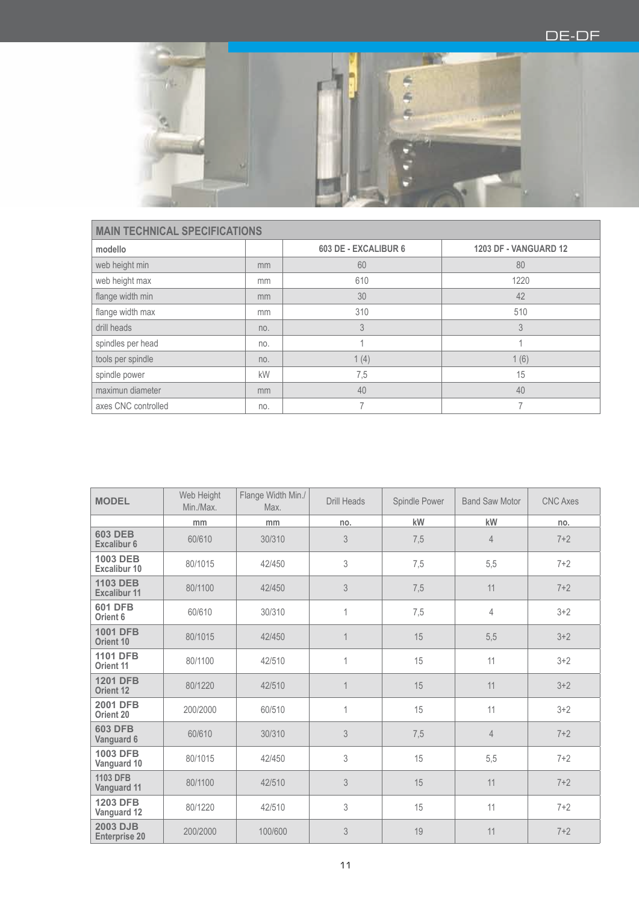## MAIN TECHNICAL SPECIFICATIONS

| modello | | 603 DE - EXCALIBUR 6 | 1203 DF - VANGUARD 12 |
|---|---|---|---|
| web height min | mm | 60 | 80 |
| web height max | mm | 610 | 1220 |
| flange width min | mm | 30 | 42 |
| flange width max | mm | 310 | 510 |
| drill heads | no. | 3 | 3 |
| spindles per head | no. | 1 | 1 |
| tools per spindle | no. | 1 (4) | 1 (6) |
| spindle power | kW | 7,5 | 15 |
| maximun diameter | mm | 40 | 40 |
| axes CNC controlled | no. | 7 | 7 |

| MODEL | Web Height Min./Max. | Flange Width Min./ Max. | Drill Heads | Spindle Power | Band Saw Motor | CNC Axes |
|---|---|---|---|---|---|---|
| | mm | mm | no. | kW | kW | no. |
| **603 DEB Excalibur 6** | 60/610 | 30/310 | 3 | 7,5 | 4 | 7+2 |
| **1003 DEB Excalibur 10** | 80/1015 | 42/450 | 3 | 7,5 | 5,5 | 7+2 |
| **1103 DEB Excalibur 11** | 80/1100 | 42/450 | 3 | 7,5 | 11 | 7+2 |
| **601 DFB Orient 6** | 60/610 | 30/310 | 1 | 7,5 | 4 | 3+2 |
| **1001 DFB Orient 10** | 80/1015 | 42/450 | 1 | 15 | 5,5 | 3+2 |
| **1101 DFB Orient 11** | 80/1100 | 42/510 | 1 | 15 | 11 | 3+2 |
| **1201 DFB Orient 12** | 80/1220 | 42/510 | 1 | 15 | 11 | 3+2 |
| **2001 DFB Orient 20** | 200/2000 | 60/510 | 1 | 15 | 11 | 3+2 |
| **603 DFB Vanguard 6** | 60/610 | 30/310 | 3 | 7,5 | 4 | 7+2 |
| **1003 DFB Vanguard 10** | 80/1015 | 42/450 | 3 | 15 | 5,5 | 7+2 |
| **1103 DFB Vanguard 11** | 80/1100 | 42/510 | 3 | 15 | 11 | 7+2 |
| **1203 DFB Vanguard 12** | 80/1220 | 42/510 | 3 | 15 | 11 | 7+2 |
| **2003 DJB Enterprise 20** | 200/2000 | 100/600 | 3 | 19 | 11 | 7+2 |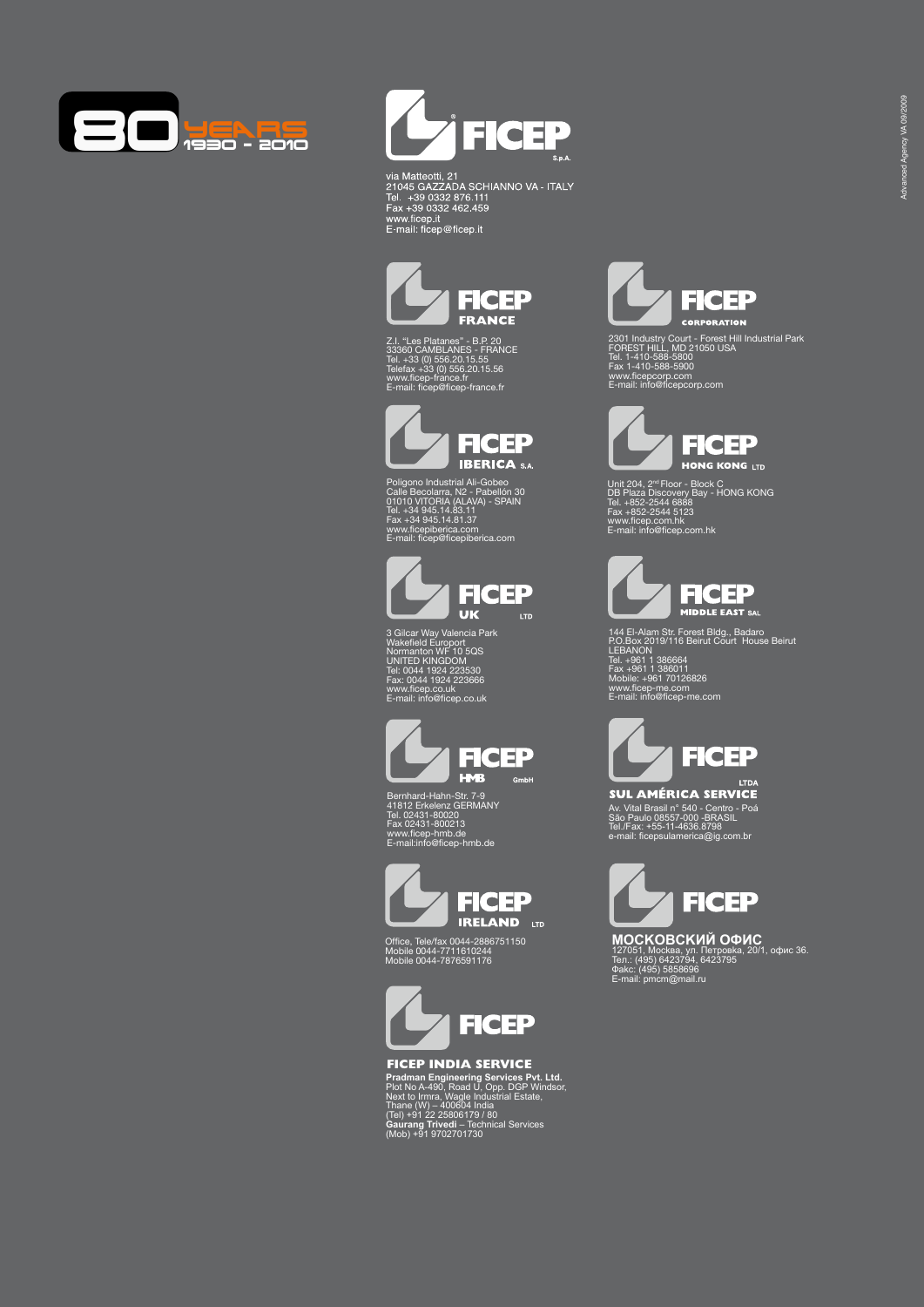80 YEARS 1930 - 2010

# FICEP S.p.A.

via Matteotti, 21
21045 GAZZADA SCHIANNO VA - ITALY
Tel. +39 0332 876.111
Fax +39 0332 462.459
www.ficep.it
E-mail: ficep@ficep.it

## FICEP FRANCE

Z.I. "Les Platanes" - B.P. 20
33360 CAMBLANES - FRANCE
Tel. +33 (0) 556.20.15.55
Telefax +33 (0) 556.20.15.56
www.ficep-france.fr
E-mail: ficep@ficep-france.fr

## FICEP IBERICA S.A.

Poligono Industrial Ali-Gobeo
Calle Becolarra, N2 - Pabellón 30
01010 VITORIA (ALAVA) - SPAIN
Tel. +34 945.14.83.11
Fax +34 945.14.81.37
www.ficepiberica.com
E-mail: ficep@ficepiberica.com

## FICEP UK LTD

3 Gilcar Way Valencia Park
Wakefield Europort
Normanton WF 10 5QS
UNITED KINGDOM
Tel: 0044 1924 223530
Fax: 0044 1924 223666
www.ficep.co.uk
E-mail: info@ficep.co.uk

## FICEP HMB GmbH

Bernhard-Hahn-Str. 7-9
41812 Erkelenz GERMANY
Tel. 02431-80020
Fax 02431-800213
www.ficep-hmb.de
E-mail:info@ficep-hmb.de

## FICEP IRELAND LTD

Office, Tele/fax 0044-2886751150
Mobile 0044-7711610244
Mobile 0044-7876591176

## FICEP INDIA SERVICE

**Pradman Engineering Services Pvt. Ltd.**
Plot No A-490, Road U, Opp. DGP Windsor,
Next to Irmra, Wagle Industrial Estate,
Thane (W) – 400604 India
(Tel) +91 22 25806179 / 80
**Gaurang Trivedi** – Technical Services
(Mob) +91 9702701730

## FICEP CORPORATION

2301 Industry Court - Forest Hill Industrial Park
FOREST HILL, MD 21050 USA
Tel. 1-410-588-5800
Fax 1-410-588-5900
www.ficepcorp.com
E-mail: info@ficepcorp.com

## FICEP HONG KONG LTD

Unit 204, 2nd Floor - Block C
DB Plaza Discovery Bay - HONG KONG
Tel. +852-2544 6888
Fax +852-2544 5123
www.ficep.com.hk
E-mail: info@ficep.com.hk

## FICEP MIDDLE EAST SAL

144 El-Alam Str. Forest Bldg., Badaro
P.O.Box 2019/116 Beirut Court House Beirut
LEBANON
Tel. +961 1 386664
Fax +961 1 386011
Mobile: +961 70126826
www.ficep-me.com
E-mail: info@ficep-me.com

## FICEP LTDA SUL AMÉRICA SERVICE

Av. Vital Brasil n° 540 - Centro - Poá
São Paulo 08557-000 -BRASIL
Tel./Fax: +55-11-4636.8798
e-mail: ficepsulamerica@ig.com.br

## FICEP МОСКОВСКИЙ ОФИС

127051, Москва, ул. Петровка, 20/1, офис 36.
Тел.: (495) 6423794, 6423795
Факс: (495) 5858696
E-mail: pmcm@mail.ru

Advanced Agency VA 09/2009